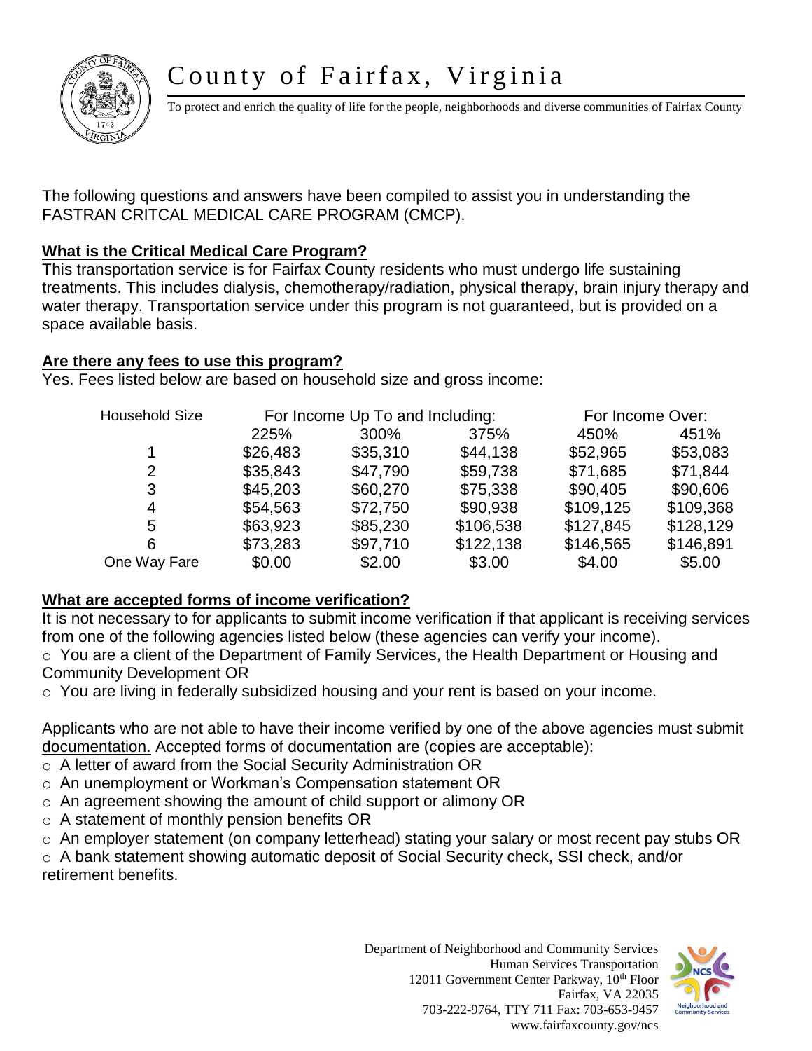# County of Fairfax, Virginia

To protect and enrich the quality of life for the people, neighborhoods and diverse communities of Fairfax County

The following questions and answers have been compiled to assist you in understanding the FASTRAN CRITCAL MEDICAL CARE PROGRAM (CMCP).

## What is the Critical Medical Care Program?

This transportation service is for Fairfax County residents who must undergo life sustaining treatments. This includes dialysis, chemotherapy/radiation, physical therapy, brain injury therapy and water therapy. Transportation service under this program is not guaranteed, but is provided on a space available basis.

## Are there any fees to use this program?

Yes. Fees listed below are based on household size and gross income:

| Household Size | For Income Up To and Including: | | | For Income Over: | |
|---|---|---|---|---|---|
| | 225% | 300% | 375% | 450% | 451% |
| 1 | $26,483 | $35,310 | $44,138 | $52,965 | $53,083 |
| 2 | $35,843 | $47,790 | $59,738 | $71,685 | $71,844 |
| 3 | $45,203 | $60,270 | $75,338 | $90,405 | $90,606 |
| 4 | $54,563 | $72,750 | $90,938 | $109,125 | $109,368 |
| 5 | $63,923 | $85,230 | $106,538 | $127,845 | $128,129 |
| 6 | $73,283 | $97,710 | $122,138 | $146,565 | $146,891 |
| One Way Fare | $0.00 | $2.00 | $3.00 | $4.00 | $5.00 |

## What are accepted forms of income verification?

It is not necessary to for applicants to submit income verification if that applicant is receiving services from one of the following agencies listed below (these agencies can verify your income).

- You are a client of the Department of Family Services, the Health Department or Housing and Community Development OR
- You are living in federally subsidized housing and your rent is based on your income.

Applicants who are not able to have their income verified by one of the above agencies must submit documentation. Accepted forms of documentation are (copies are acceptable):

- A letter of award from the Social Security Administration OR
- An unemployment or Workman's Compensation statement OR
- An agreement showing the amount of child support or alimony OR
- A statement of monthly pension benefits OR
- An employer statement (on company letterhead) stating your salary or most recent pay stubs OR
- A bank statement showing automatic deposit of Social Security check, SSI check, and/or retirement benefits.

Department of Neighborhood and Community Services
Human Services Transportation
12011 Government Center Parkway, 10th Floor
Fairfax, VA 22035
703-222-9764, TTY 711 Fax: 703-653-9457
www.fairfaxcounty.gov/ncs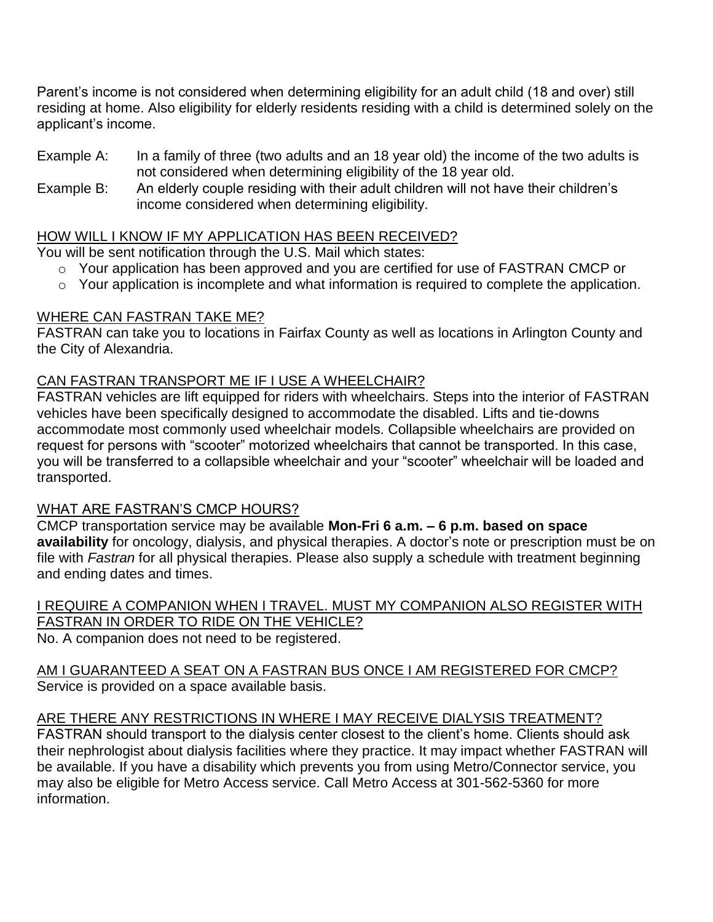Parent's income is not considered when determining eligibility for an adult child (18 and over) still residing at home. Also eligibility for elderly residents residing with a child is determined solely on the applicant's income.

Example A: In a family of three (two adults and an 18 year old) the income of the two adults is not considered when determining eligibility of the 18 year old.

Example B: An elderly couple residing with their adult children will not have their children's income considered when determining eligibility.

## HOW WILL I KNOW IF MY APPLICATION HAS BEEN RECEIVED?

You will be sent notification through the U.S. Mail which states:

- Your application has been approved and you are certified for use of FASTRAN CMCP or
- Your application is incomplete and what information is required to complete the application.

## WHERE CAN FASTRAN TAKE ME?

FASTRAN can take you to locations in Fairfax County as well as locations in Arlington County and the City of Alexandria.

## CAN FASTRAN TRANSPORT ME IF I USE A WHEELCHAIR?

FASTRAN vehicles are lift equipped for riders with wheelchairs. Steps into the interior of FASTRAN vehicles have been specifically designed to accommodate the disabled. Lifts and tie-downs accommodate most commonly used wheelchair models. Collapsible wheelchairs are provided on request for persons with "scooter" motorized wheelchairs that cannot be transported. In this case, you will be transferred to a collapsible wheelchair and your "scooter" wheelchair will be loaded and transported.

## WHAT ARE FASTRAN'S CMCP HOURS?

CMCP transportation service may be available **Mon-Fri 6 a.m. – 6 p.m. based on space availability** for oncology, dialysis, and physical therapies. A doctor's note or prescription must be on file with *Fastran* for all physical therapies. Please also supply a schedule with treatment beginning and ending dates and times.

## I REQUIRE A COMPANION WHEN I TRAVEL. MUST MY COMPANION ALSO REGISTER WITH FASTRAN IN ORDER TO RIDE ON THE VEHICLE?

No. A companion does not need to be registered.

## AM I GUARANTEED A SEAT ON A FASTRAN BUS ONCE I AM REGISTERED FOR CMCP?

Service is provided on a space available basis.

## ARE THERE ANY RESTRICTIONS IN WHERE I MAY RECEIVE DIALYSIS TREATMENT?

FASTRAN should transport to the dialysis center closest to the client's home. Clients should ask their nephrologist about dialysis facilities where they practice. It may impact whether FASTRAN will be available. If you have a disability which prevents you from using Metro/Connector service, you may also be eligible for Metro Access service. Call Metro Access at 301-562-5360 for more information.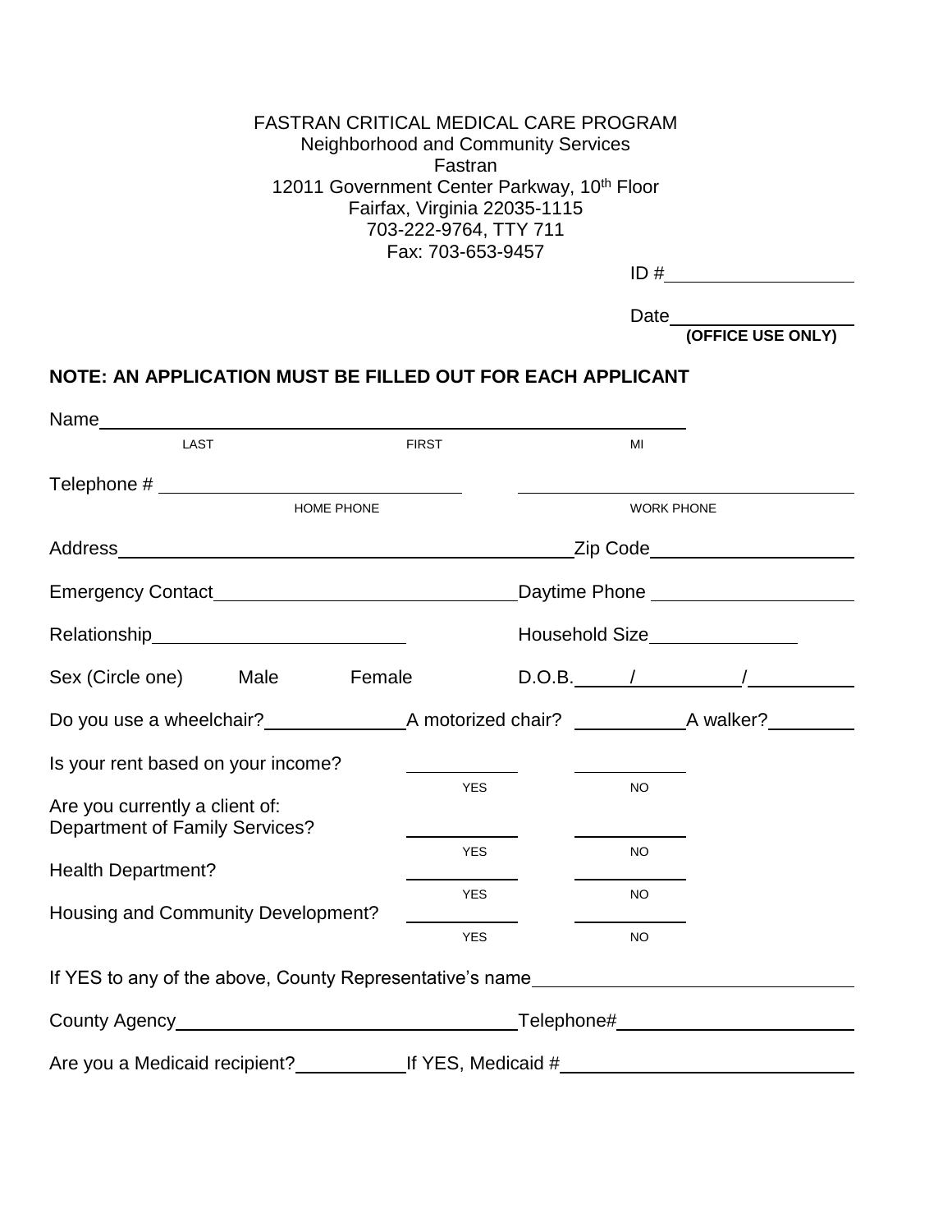FASTRAN CRITICAL MEDICAL CARE PROGRAM
Neighborhood and Community Services
Fastran
12011 Government Center Parkway, 10th Floor
Fairfax, Virginia 22035-1115
703-222-9764, TTY 711
Fax: 703-653-9457

ID #__________________

Date__________________
**(OFFICE USE ONLY)**

**NOTE: AN APPLICATION MUST BE FILLED OUT FOR EACH APPLICANT**

Name________________________________________________
LAST FIRST MI

Telephone # ____________________________ ____________________________
HOME PHONE WORK PHONE

Address____________________________________________Zip Code__________________

Emergency Contact___________________________Daytime Phone __________________

Relationship______________________ Household Size_____________

Sex (Circle one) Male Female D.O.B.______/__________/__________

Do you use a wheelchair?_____________A motorized chair? __________A walker?________

Is your rent based on your income? __________ __________
YES NO

Are you currently a client of:
Department of Family Services? __________ __________
YES NO

Health Department? __________ __________
YES NO

Housing and Community Development? __________ __________
YES NO

If YES to any of the above, County Representative's name_____________________________

County Agency________________________________Telephone#______________________

Are you a Medicaid recipient?__________If YES, Medicaid #___________________________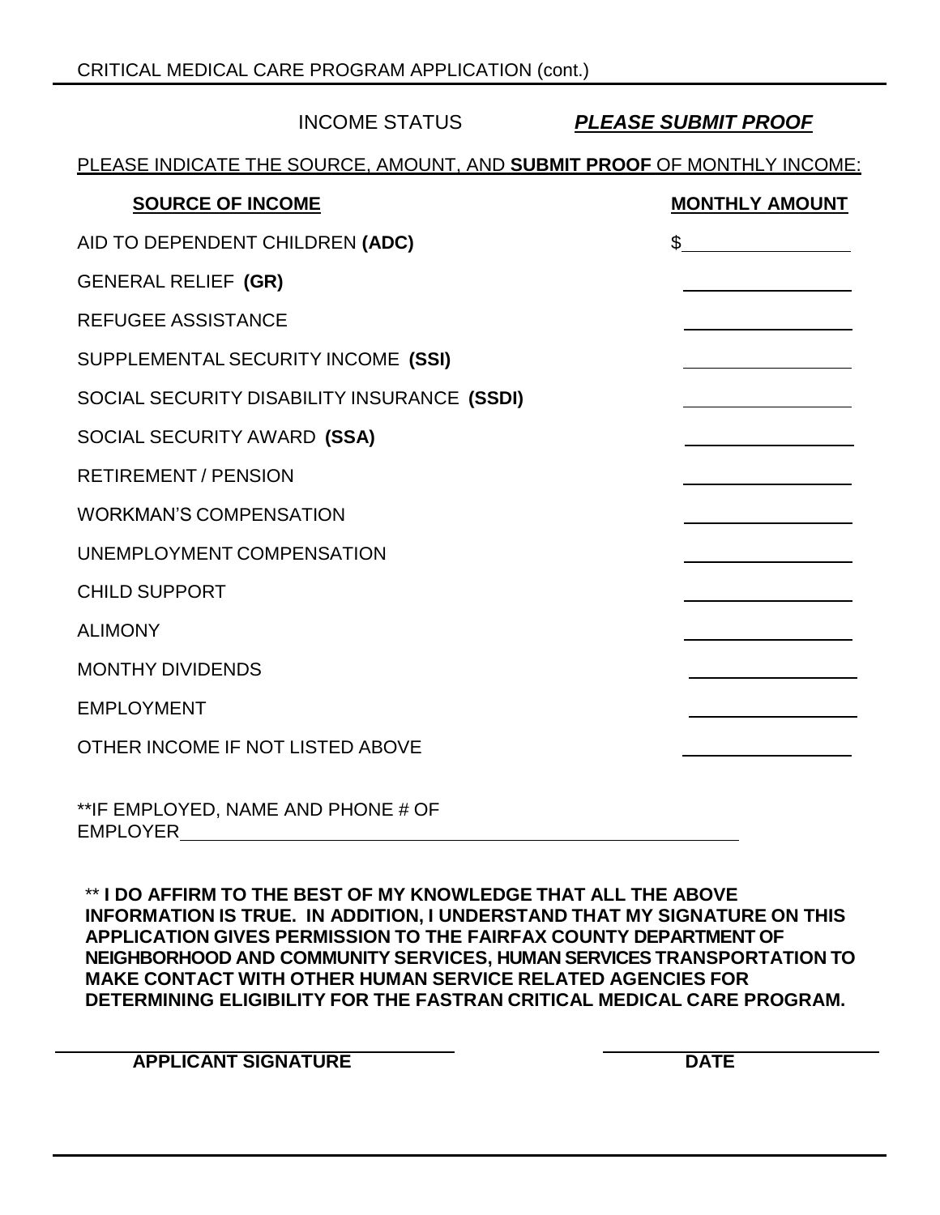CRITICAL MEDICAL CARE PROGRAM APPLICATION (cont.)

INCOME STATUS ***PLEASE SUBMIT PROOF***

PLEASE INDICATE THE SOURCE, AMOUNT, AND **SUBMIT PROOF** OF MONTHLY INCOME:

| **SOURCE OF INCOME** | **MONTHLY AMOUNT** |
|---|---|
| AID TO DEPENDENT CHILDREN **(ADC)** | $\_\_\_\_\_\_\_\_\_\_\_\_ |
| GENERAL RELIEF **(GR)** | \_\_\_\_\_\_\_\_\_\_\_\_ |
| REFUGEE ASSISTANCE | \_\_\_\_\_\_\_\_\_\_\_\_ |
| SUPPLEMENTAL SECURITY INCOME **(SSI)** | \_\_\_\_\_\_\_\_\_\_\_\_ |
| SOCIAL SECURITY DISABILITY INSURANCE **(SSDI)** | \_\_\_\_\_\_\_\_\_\_\_\_ |
| SOCIAL SECURITY AWARD **(SSA)** | \_\_\_\_\_\_\_\_\_\_\_\_ |
| RETIREMENT / PENSION | \_\_\_\_\_\_\_\_\_\_\_\_ |
| WORKMAN'S COMPENSATION | \_\_\_\_\_\_\_\_\_\_\_\_ |
| UNEMPLOYMENT COMPENSATION | \_\_\_\_\_\_\_\_\_\_\_\_ |
| CHILD SUPPORT | \_\_\_\_\_\_\_\_\_\_\_\_ |
| ALIMONY | \_\_\_\_\_\_\_\_\_\_\_\_ |
| MONTHY DIVIDENDS | \_\_\_\_\_\_\_\_\_\_\_\_ |
| EMPLOYMENT | \_\_\_\_\_\_\_\_\_\_\_\_ |
| OTHER INCOME IF NOT LISTED ABOVE | \_\_\_\_\_\_\_\_\_\_\_\_ |

**IF EMPLOYED, NAME AND PHONE # OF EMPLOYER\_\_\_\_\_\_\_\_\_\_\_\_\_\_\_\_\_\_\_\_\_\_\_\_\_\_\_\_\_\_\_\_\_\_\_\_\_\_\_\_

** **I DO AFFIRM TO THE BEST OF MY KNOWLEDGE THAT ALL THE ABOVE INFORMATION IS TRUE. IN ADDITION, I UNDERSTAND THAT MY SIGNATURE ON THIS APPLICATION GIVES PERMISSION TO THE FAIRFAX COUNTY DEPARTMENT OF NEIGHBORHOOD AND COMMUNITY SERVICES, HUMAN SERVICES TRANSPORTATION TO MAKE CONTACT WITH OTHER HUMAN SERVICE RELATED AGENCIES FOR DETERMINING ELIGIBILITY FOR THE FASTRAN CRITICAL MEDICAL CARE PROGRAM.**

\_\_\_\_\_\_\_\_\_\_\_\_\_\_\_\_\_\_\_\_\_\_\_\_\_\_\_\_\_\_ \_\_\_\_\_\_\_\_\_\_\_\_\_\_\_\_\_\_\_\_

**APPLICANT SIGNATURE** **DATE**